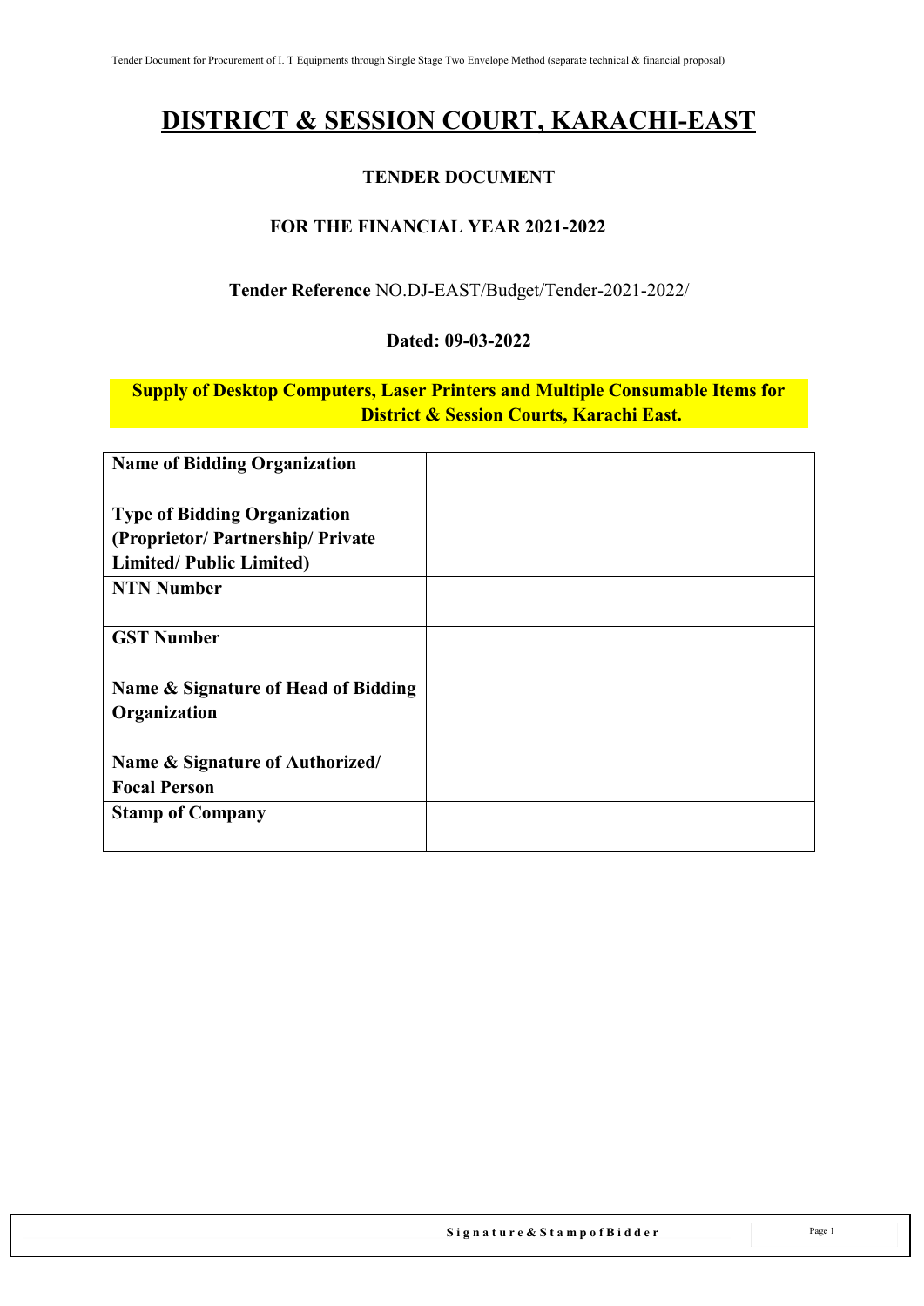# DISTRICT & SESSION COURT, KARACHI-EAST

### TENDER DOCUMENT

### FOR THE FINANCIAL YEAR 2021-2022

**Tender Reference** NO.DJ-EAST/Budget/Tender-2021-2022/

**Dated: 09-03-2022**

**Supply of Desktop Computers, Laser Printers and Multiple Consumable Items for District & Session Courts, Karachi East.**

| **Name of Bidding Organization** | |
|---|---|
| **Type of Bidding Organization (Proprietor/ Partnership/ Private Limited/ Public Limited)** | |
| **NTN Number** | |
| **GST Number** | |
| **Name & Signature of Head of Bidding Organization** | |
| **Name & Signature of Authorized/ Focal Person** | |
| **Stamp of Company** | |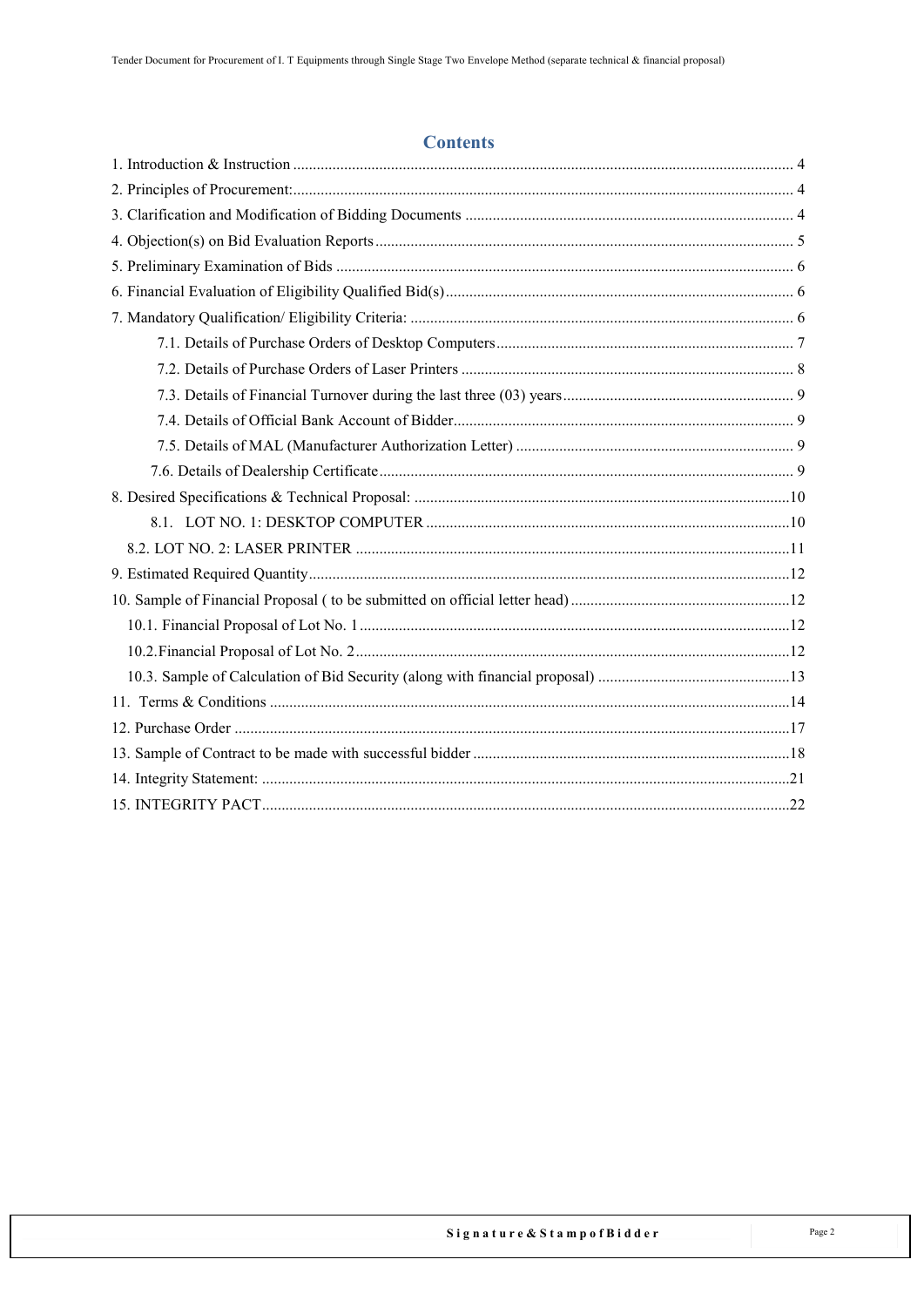# Contents

1. Introduction & Instruction ........ 4
2. Principles of Procurement: ........ 4
3. Clarification and Modification of Bidding Documents ........ 4
4. Objection(s) on Bid Evaluation Reports ........ 5
5. Preliminary Examination of Bids ........ 6
6. Financial Evaluation of Eligibility Qualified Bid(s) ........ 6
7. Mandatory Qualification/ Eligibility Criteria: ........ 6
    - 7.1. Details of Purchase Orders of Desktop Computers ........ 7
    - 7.2. Details of Purchase Orders of Laser Printers ........ 8
    - 7.3. Details of Financial Turnover during the last three (03) years ........ 9
    - 7.4. Details of Official Bank Account of Bidder ........ 9
    - 7.5. Details of MAL (Manufacturer Authorization Letter) ........ 9
    - 7.6. Details of Dealership Certificate ........ 9
8. Desired Specifications & Technical Proposal: ........ 10
    - 8.1. LOT NO. 1: DESKTOP COMPUTER ........ 10
    - 8.2. LOT NO. 2: LASER PRINTER ........ 11
9. Estimated Required Quantity ........ 12
10. Sample of Financial Proposal ( to be submitted on official letter head) ........ 12
    - 10.1. Financial Proposal of Lot No. 1 ........ 12
    - 10.2. Financial Proposal of Lot No. 2 ........ 12
    - 10.3. Sample of Calculation of Bid Security (along with financial proposal) ........ 13
11. Terms & Conditions ........ 14
12. Purchase Order ........ 17
13. Sample of Contract to be made with successful bidder ........ 18
14. Integrity Statement: ........ 21
15. INTEGRITY PACT ........ 22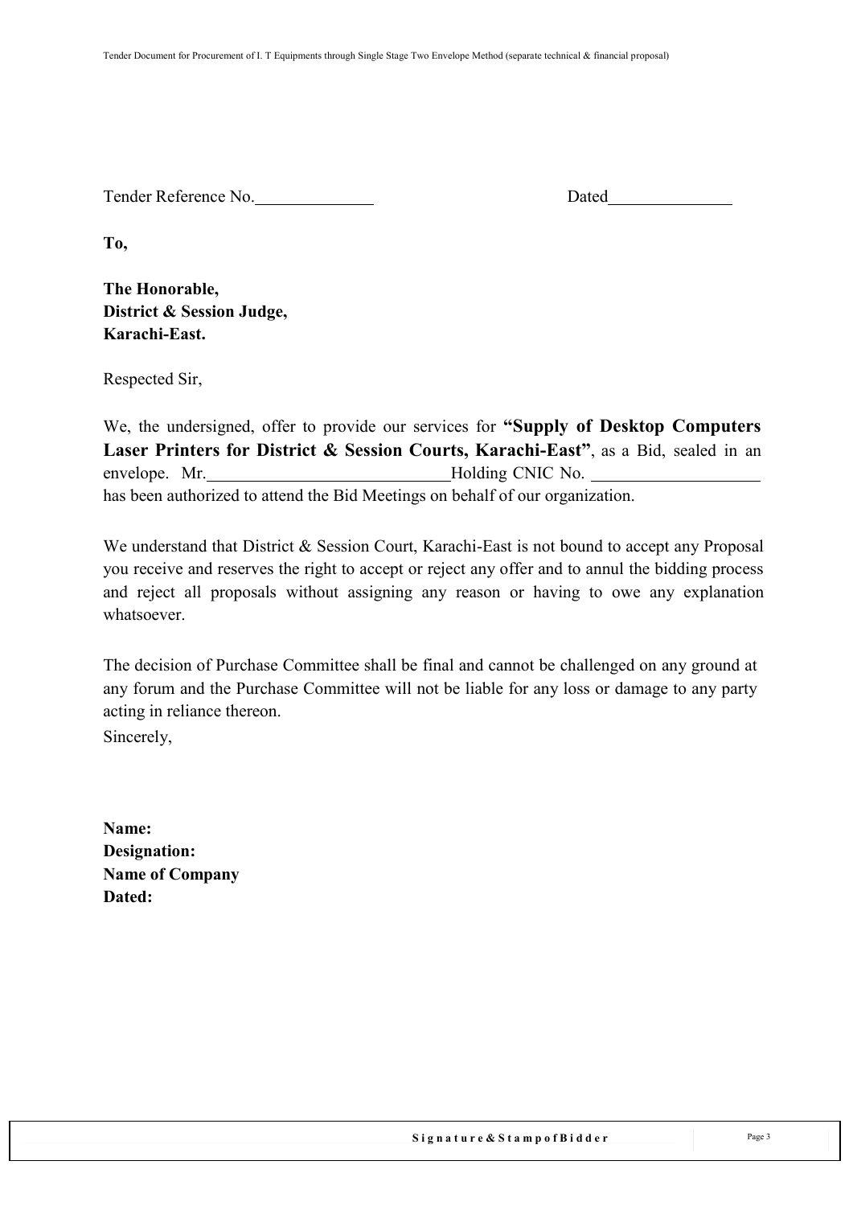Tender Reference No.______________ Dated______________

**To,**

**The Honorable,**
**District & Session Judge,**
**Karachi-East.**

Respected Sir,

We, the undersigned, offer to provide our services for **"Supply of Desktop Computers Laser Printers for District & Session Courts, Karachi-East"**, as a Bid, sealed in an envelope. Mr.____________________________Holding CNIC No. ____________________ has been authorized to attend the Bid Meetings on behalf of our organization.

We understand that District & Session Court, Karachi-East is not bound to accept any Proposal you receive and reserves the right to accept or reject any offer and to annul the bidding process and reject all proposals without assigning any reason or having to owe any explanation whatsoever.

The decision of Purchase Committee shall be final and cannot be challenged on any ground at any forum and the Purchase Committee will not be liable for any loss or damage to any party acting in reliance thereon.

Sincerely,

**Name:**
**Designation:**
**Name of Company**
**Dated:**

**Signature & Stamp of Bidder**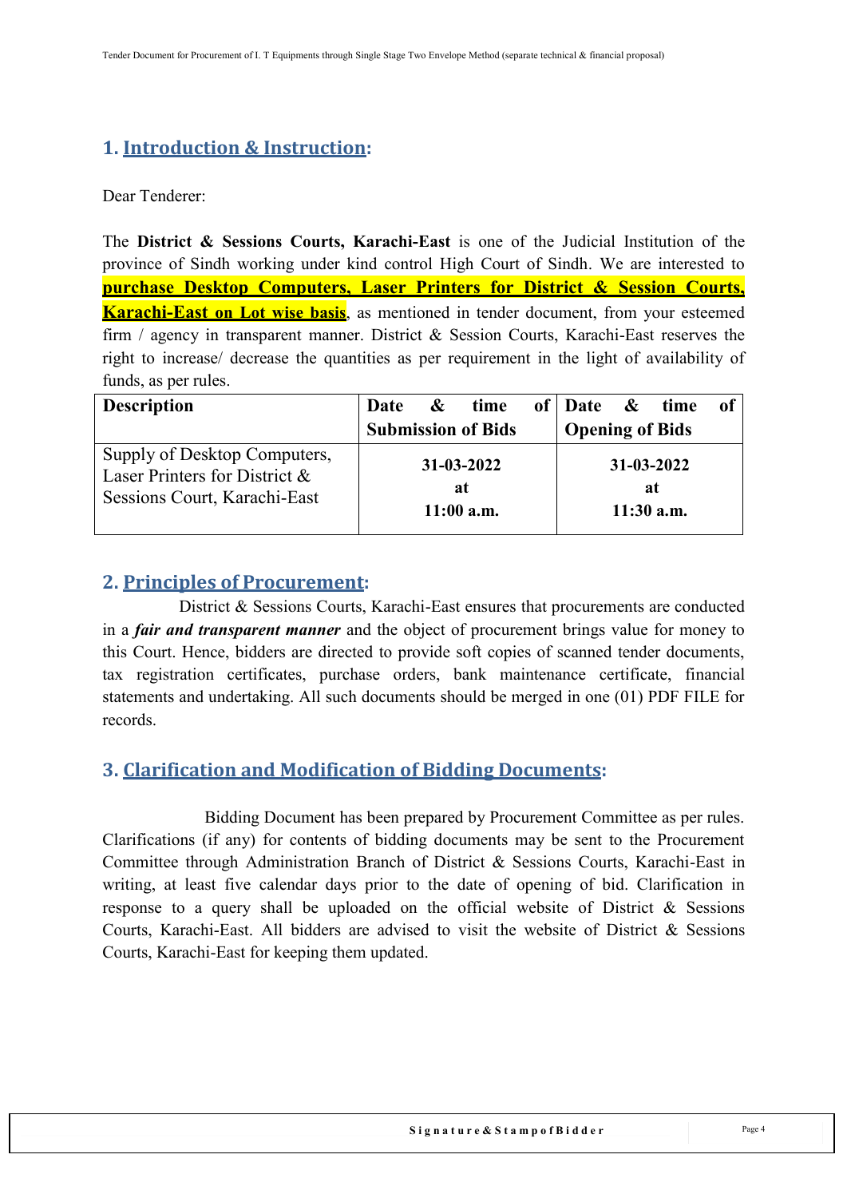## 1. Introduction & Instruction:

Dear Tenderer:

The **District & Sessions Courts, Karachi-East** is one of the Judicial Institution of the province of Sindh working under kind control High Court of Sindh. We are interested to **purchase Desktop Computers, Laser Printers for District & Session Courts, Karachi-East on Lot wise basis**, as mentioned in tender document, from your esteemed firm / agency in transparent manner. District & Session Courts, Karachi-East reserves the right to increase/ decrease the quantities as per requirement in the light of availability of funds, as per rules.

| **Description** | **Date & time of Submission of Bids** | **Date & time of Opening of Bids** |
|---|---|---|
| Supply of Desktop Computers, Laser Printers for District & Sessions Court, Karachi-East | **31-03-2022 at 11:00 a.m.** | **31-03-2022 at 11:30 a.m.** |

## 2. Principles of Procurement:

District & Sessions Courts, Karachi-East ensures that procurements are conducted in a ***fair and transparent manner*** and the object of procurement brings value for money to this Court. Hence, bidders are directed to provide soft copies of scanned tender documents, tax registration certificates, purchase orders, bank maintenance certificate, financial statements and undertaking. All such documents should be merged in one (01) PDF FILE for records.

## 3. Clarification and Modification of Bidding Documents:

Bidding Document has been prepared by Procurement Committee as per rules. Clarifications (if any) for contents of bidding documents may be sent to the Procurement Committee through Administration Branch of District & Sessions Courts, Karachi-East in writing, at least five calendar days prior to the date of opening of bid. Clarification in response to a query shall be uploaded on the official website of District & Sessions Courts, Karachi-East. All bidders are advised to visit the website of District & Sessions Courts, Karachi-East for keeping them updated.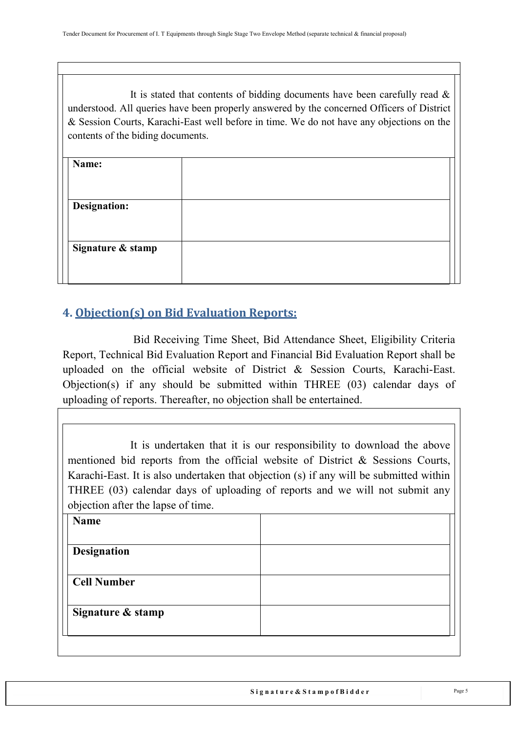It is stated that contents of bidding documents have been carefully read & understood. All queries have been properly answered by the concerned Officers of District & Session Courts, Karachi-East well before in time. We do not have any objections on the contents of the biding documents.

| Name: | |
|---|---|
| Designation: | |
| Signature & stamp | |

## 4. Objection(s) on Bid Evaluation Reports:

Bid Receiving Time Sheet, Bid Attendance Sheet, Eligibility Criteria Report, Technical Bid Evaluation Report and Financial Bid Evaluation Report shall be uploaded on the official website of District & Session Courts, Karachi-East. Objection(s) if any should be submitted within THREE (03) calendar days of uploading of reports. Thereafter, no objection shall be entertained.

It is undertaken that it is our responsibility to download the above mentioned bid reports from the official website of District & Sessions Courts, Karachi-East. It is also undertaken that objection (s) if any will be submitted within THREE (03) calendar days of uploading of reports and we will not submit any objection after the lapse of time.

| Name | |
|---|---|
| Designation | |
| Cell Number | |
| Signature & stamp | |

Signature & Stamp of Bidder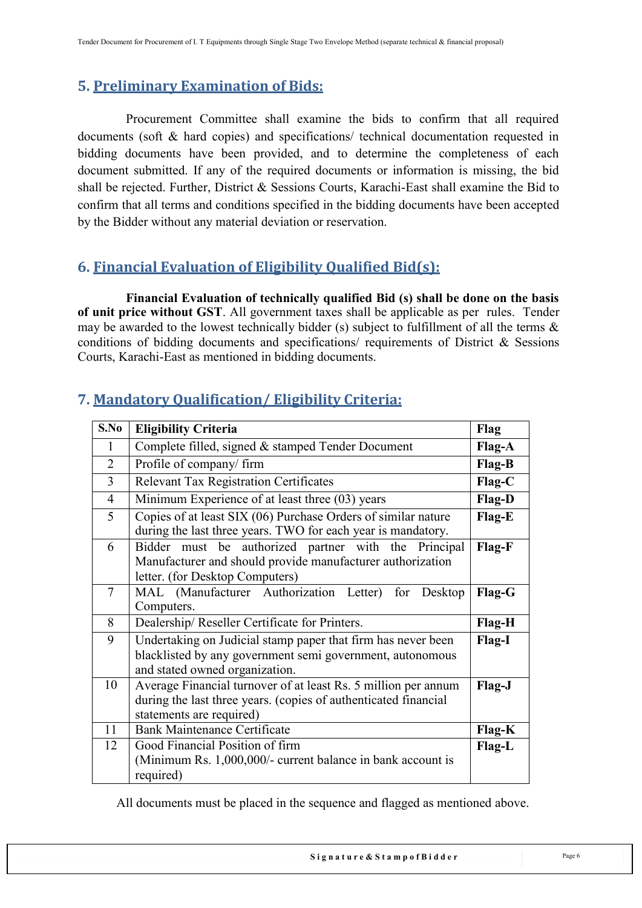## 5. Preliminary Examination of Bids:

Procurement Committee shall examine the bids to confirm that all required documents (soft & hard copies) and specifications/ technical documentation requested in bidding documents have been provided, and to determine the completeness of each document submitted. If any of the required documents or information is missing, the bid shall be rejected. Further, District & Sessions Courts, Karachi-East shall examine the Bid to confirm that all terms and conditions specified in the bidding documents have been accepted by the Bidder without any material deviation or reservation.

## 6. Financial Evaluation of Eligibility Qualified Bid(s):

**Financial Evaluation of technically qualified Bid (s) shall be done on the basis of unit price without GST**. All government taxes shall be applicable as per rules. Tender may be awarded to the lowest technically bidder (s) subject to fulfillment of all the terms & conditions of bidding documents and specifications/ requirements of District & Sessions Courts, Karachi-East as mentioned in bidding documents.

## 7. Mandatory Qualification/ Eligibility Criteria:

| S.No | Eligibility Criteria | Flag |
|---|---|---|
| 1 | Complete filled, signed & stamped Tender Document | Flag-A |
| 2 | Profile of company/ firm | Flag-B |
| 3 | Relevant Tax Registration Certificates | Flag-C |
| 4 | Minimum Experience of at least three (03) years | Flag-D |
| 5 | Copies of at least SIX (06) Purchase Orders of similar nature during the last three years. TWO for each year is mandatory. | Flag-E |
| 6 | Bidder must be authorized partner with the Principal Manufacturer and should provide manufacturer authorization letter. (for Desktop Computers) | Flag-F |
| 7 | MAL (Manufacturer Authorization Letter) for Desktop Computers. | Flag-G |
| 8 | Dealership/ Reseller Certificate for Printers. | Flag-H |
| 9 | Undertaking on Judicial stamp paper that firm has never been blacklisted by any government semi government, autonomous and stated owned organization. | Flag-I |
| 10 | Average Financial turnover of at least Rs. 5 million per annum during the last three years. (copies of authenticated financial statements are required) | Flag-J |
| 11 | Bank Maintenance Certificate | Flag-K |
| 12 | Good Financial Position of firm (Minimum Rs. 1,000,000/- current balance in bank account is required) | Flag-L |

All documents must be placed in the sequence and flagged as mentioned above.

Signature & Stamp of Bidder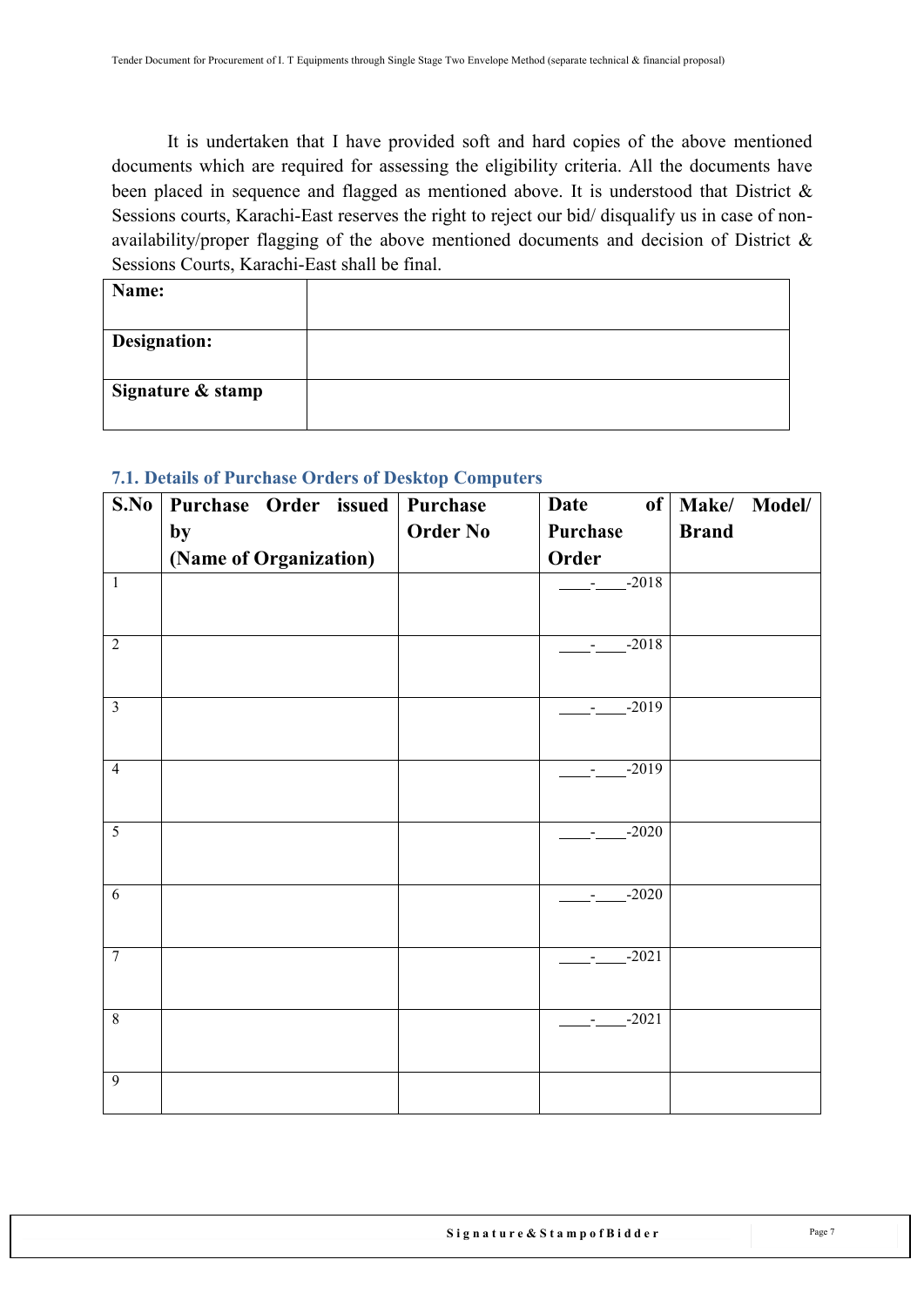It is undertaken that I have provided soft and hard copies of the above mentioned documents which are required for assessing the eligibility criteria. All the documents have been placed in sequence and flagged as mentioned above. It is understood that District & Sessions courts, Karachi-East reserves the right to reject our bid/ disqualify us in case of non-availability/proper flagging of the above mentioned documents and decision of District & Sessions Courts, Karachi-East shall be final.

| | |
|---|---|
| **Name:** | |
| **Designation:** | |
| **Signature & stamp** | |

### 7.1. Details of Purchase Orders of Desktop Computers

| S.No | Purchase Order issued by (Name of Organization) | Purchase Order No | Date of Purchase Order | Make/ Model/ Brand |
|---|---|---|---|---|
| 1 | | | ____-____-2018 | |
| 2 | | | ____-____-2018 | |
| 3 | | | ____-____-2019 | |
| 4 | | | ____-____-2019 | |
| 5 | | | ____-____-2020 | |
| 6 | | | ____-____-2020 | |
| 7 | | | ____-____-2021 | |
| 8 | | | ____-____-2021 | |
| 9 | | | | |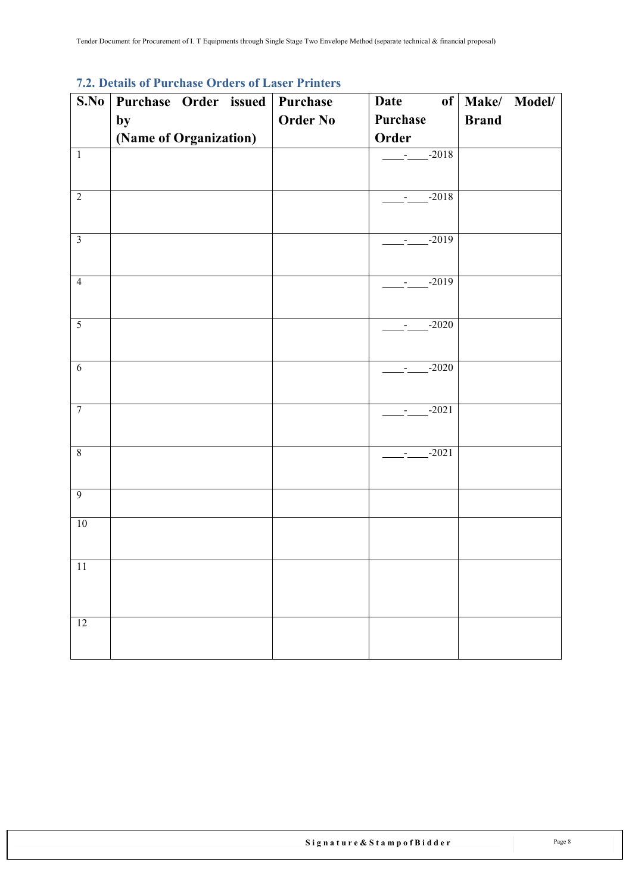### 7.2. Details of Purchase Orders of Laser Printers

| S.No | Purchase Order issued by (Name of Organization) | Purchase Order No | Date of Purchase Order | Make/ Model/ Brand |
|---|---|---|---|---|
| 1 | | | ____-____-2018 | |
| 2 | | | ____-____-2018 | |
| 3 | | | ____-____-2019 | |
| 4 | | | ____-____-2019 | |
| 5 | | | ____-____-2020 | |
| 6 | | | ____-____-2020 | |
| 7 | | | ____-____-2021 | |
| 8 | | | ____-____-2021 | |
| 9 | | | | |
| 10 | | | | |
| 11 | | | | |
| 12 | | | | |

**Signature & Stamp of Bidder**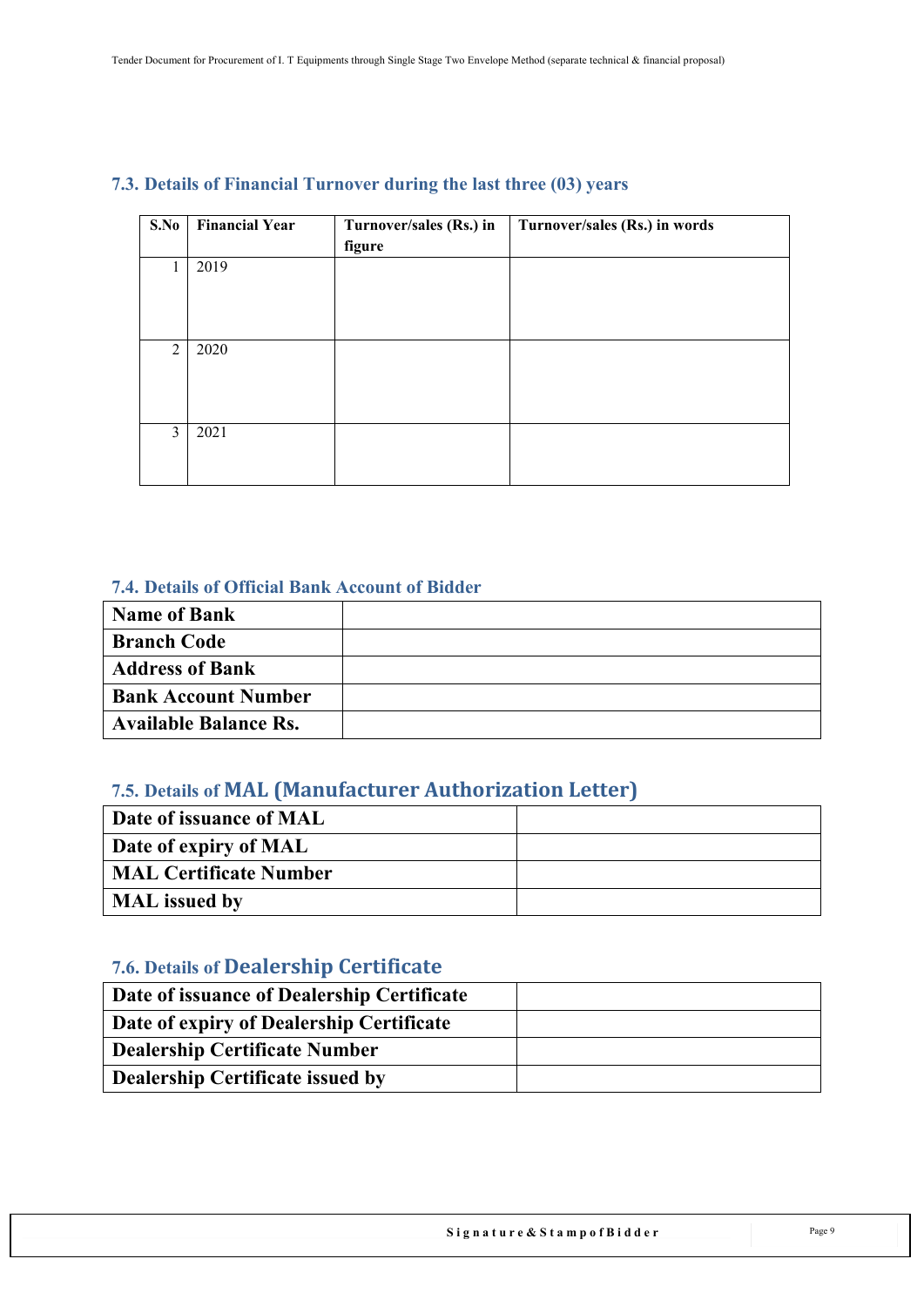### 7.3. Details of Financial Turnover during the last three (03) years

| S.No | Financial Year | Turnover/sales (Rs.) in figure | Turnover/sales (Rs.) in words |
|---|---|---|---|
| 1 | 2019 | | |
| 2 | 2020 | | |
| 3 | 2021 | | |

### 7.4. Details of Official Bank Account of Bidder

| | |
|---|---|
| **Name of Bank** | |
| **Branch Code** | |
| **Address of Bank** | |
| **Bank Account Number** | |
| **Available Balance Rs.** | |

### 7.5. Details of MAL (Manufacturer Authorization Letter)

| | |
|---|---|
| **Date of issuance of MAL** | |
| **Date of expiry of MAL** | |
| **MAL Certificate Number** | |
| **MAL issued by** | |

### 7.6. Details of Dealership Certificate

| | |
|---|---|
| **Date of issuance of Dealership Certificate** | |
| **Date of expiry of Dealership Certificate** | |
| **Dealership Certificate Number** | |
| **Dealership Certificate issued by** | |

**Signature & Stamp of Bidder**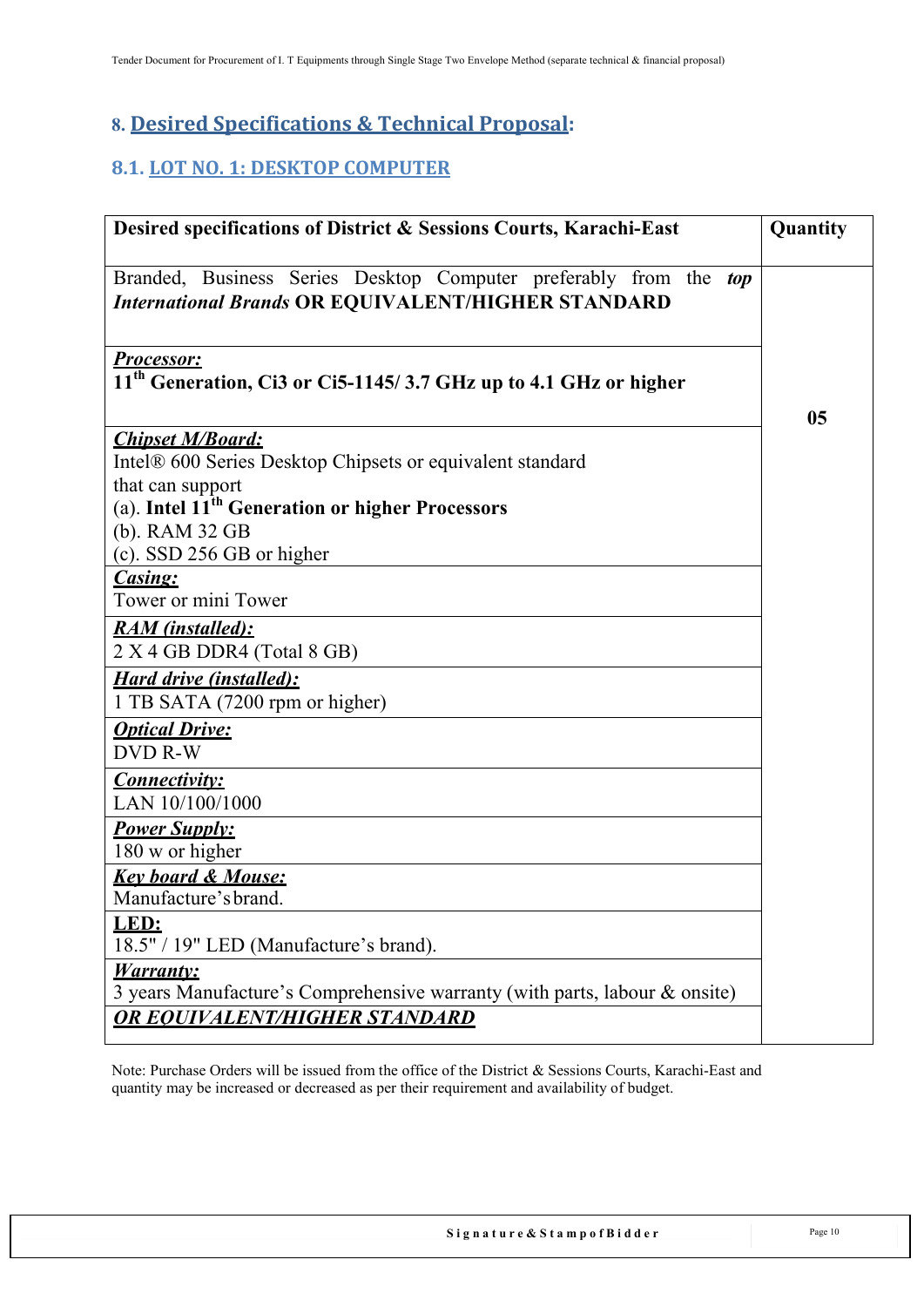## 8. Desired Specifications & Technical Proposal:

### 8.1. LOT NO. 1: DESKTOP COMPUTER

| Desired specifications of District & Sessions Courts, Karachi-East | Quantity |
| --- | --- |
| Branded, Business Series Desktop Computer preferably from the ***top International Brands*** **OR EQUIVALENT/HIGHER STANDARD** | 05 |
| ***Processor:*** <br> **11th Generation, Ci3 or Ci5-1145/ 3.7 GHz up to 4.1 GHz or higher** | |
| ***Chipset M/Board:*** <br> Intel® 600 Series Desktop Chipsets or equivalent standard that can support <br> (a). **Intel 11th Generation or higher Processors** <br> (b). RAM 32 GB <br> (c). SSD 256 GB or higher | |
| ***Casing:*** <br> Tower or mini Tower | |
| ***RAM (installed):*** <br> 2 X 4 GB DDR4 (Total 8 GB) | |
| ***Hard drive (installed):*** <br> 1 TB SATA (7200 rpm or higher) | |
| ***Optical Drive:*** <br> DVD R-W | |
| ***Connectivity:*** <br> LAN 10/100/1000 | |
| ***Power Supply:*** <br> 180 w or higher | |
| ***Key board & Mouse:*** <br> Manufacture's brand. | |
| **LED:** <br> 18.5" / 19" LED (Manufacture's brand). | |
| ***Warranty:*** <br> 3 years Manufacture's Comprehensive warranty (with parts, labour & onsite) | |
| ***OR EQUIVALENT/HIGHER STANDARD*** | |

Note: Purchase Orders will be issued from the office of the District & Sessions Courts, Karachi-East and quantity may be increased or decreased as per their requirement and availability of budget.

Signature & Stamp of Bidder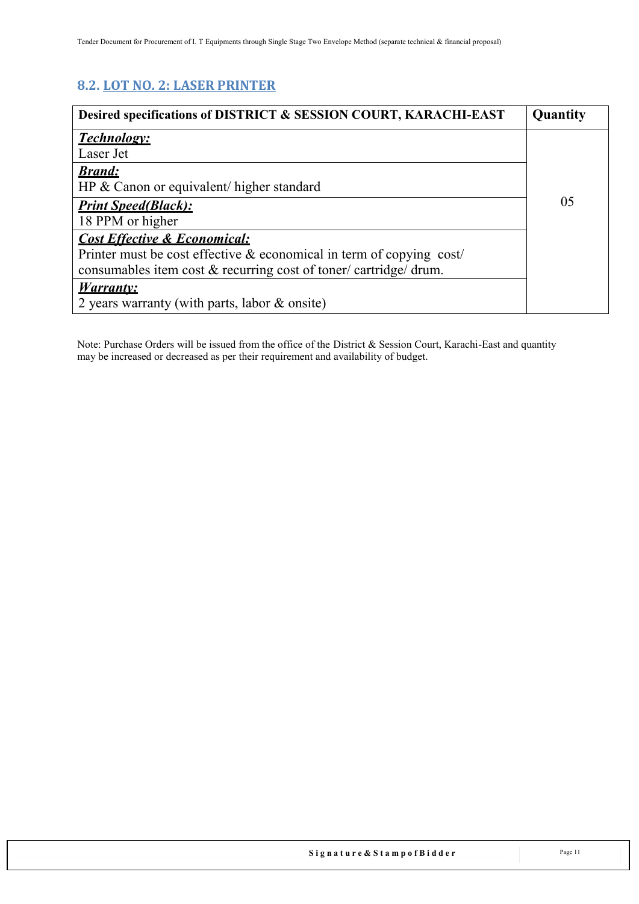## 8.2. LOT NO. 2: LASER PRINTER

| Desired specifications of DISTRICT & SESSION COURT, KARACHI-EAST | Quantity |
| --- | --- |
| ***Technology:***<br>Laser Jet | 05 |
| ***Brand:***<br>HP & Canon or equivalent/ higher standard | |
| ***Print Speed(Black):***<br>18 PPM or higher | |
| ***Cost Effective & Economical:***<br>Printer must be cost effective & economical in term of copying cost/ consumables item cost & recurring cost of toner/ cartridge/ drum. | |
| ***Warranty:***<br>2 years warranty (with parts, labor & onsite) | |

Note: Purchase Orders will be issued from the office of the District & Session Court, Karachi-East and quantity may be increased or decreased as per their requirement and availability of budget.

**Signature & Stamp of Bidder**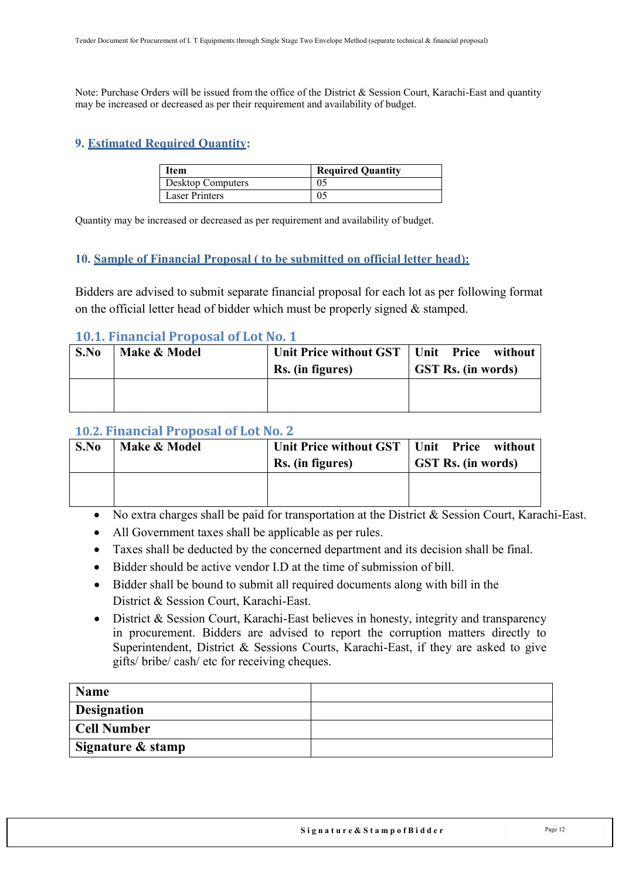Note: Purchase Orders will be issued from the office of the District & Session Court, Karachi-East and quantity may be increased or decreased as per their requirement and availability of budget.

## 9. Estimated Required Quantity:

| Item | Required Quantity |
|---|---|
| Desktop Computers | 05 |
| Laser Printers | 05 |

Quantity may be increased or decreased as per requirement and availability of budget.

## 10. Sample of Financial Proposal ( to be submitted on official letter head):

Bidders are advised to submit separate financial proposal for each lot as per following format on the official letter head of bidder which must be properly signed & stamped.

### 10.1. Financial Proposal of Lot No. 1

| S.No | Make & Model | Unit Price without GST Rs. (in figures) | Unit Price without GST Rs. (in words) |
|---|---|---|---|
| | | | |

### 10.2. Financial Proposal of Lot No. 2

| S.No | Make & Model | Unit Price without GST Rs. (in figures) | Unit Price without GST Rs. (in words) |
|---|---|---|---|
| | | | |

- No extra charges shall be paid for transportation at the District & Session Court, Karachi-East.
- All Government taxes shall be applicable as per rules.
- Taxes shall be deducted by the concerned department and its decision shall be final.
- Bidder should be active vendor I.D at the time of submission of bill.
- Bidder shall be bound to submit all required documents along with bill in the District & Session Court, Karachi-East.
- District & Session Court, Karachi-East believes in honesty, integrity and transparency in procurement. Bidders are advised to report the corruption matters directly to Superintendent, District & Sessions Courts, Karachi-East, if they are asked to give gifts/ bribe/ cash/ etc for receiving cheques.

| **Name** | |
|---|---|
| **Designation** | |
| **Cell Number** | |
| **Signature & stamp** | |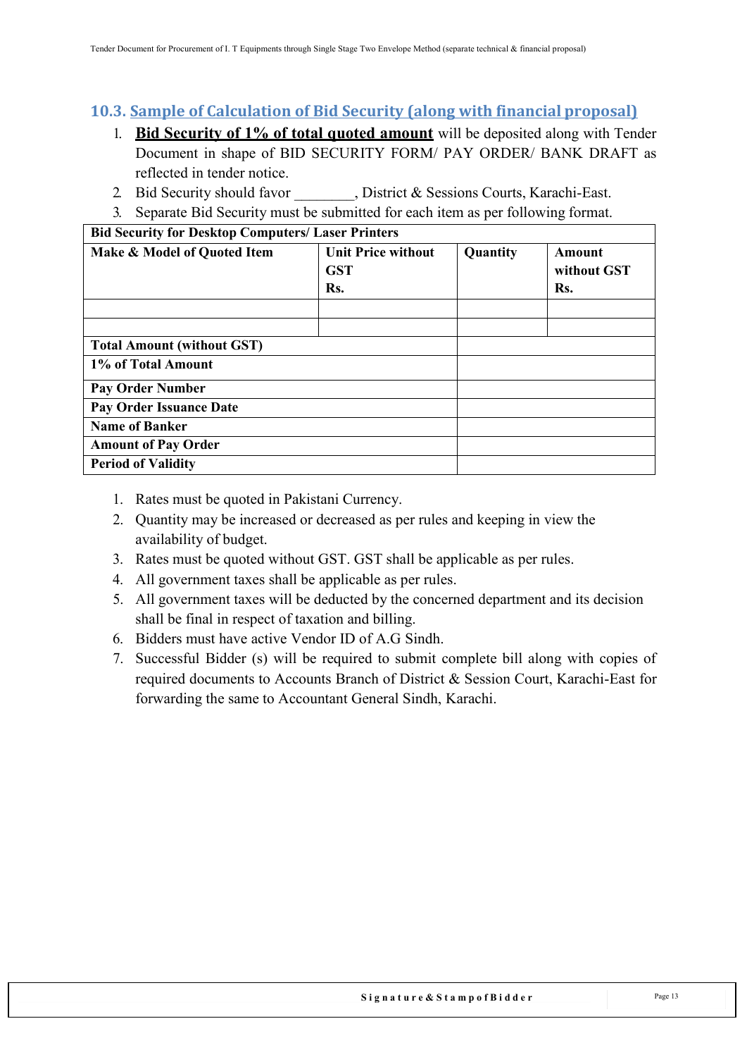## 10.3. Sample of Calculation of Bid Security (along with financial proposal)

1. **Bid Security of 1% of total quoted amount** will be deposited along with Tender Document in shape of BID SECURITY FORM/ PAY ORDER/ BANK DRAFT as reflected in tender notice.
2. Bid Security should favor ________, District & Sessions Courts, Karachi-East.
3. Separate Bid Security must be submitted for each item as per following format.

| **Bid Security for Desktop Computers/ Laser Printers** | | | |
|---|---|---|---|
| **Make & Model of Quoted Item** | **Unit Price without GST Rs.** | **Quantity** | **Amount without GST Rs.** |
| | | | |
| | | | |
| **Total Amount (without GST)** | | | |
| **1% of Total Amount** | | | |
| **Pay Order Number** | | | |
| **Pay Order Issuance Date** | | | |
| **Name of Banker** | | | |
| **Amount of Pay Order** | | | |
| **Period of Validity** | | | |

1. Rates must be quoted in Pakistani Currency.
2. Quantity may be increased or decreased as per rules and keeping in view the availability of budget.
3. Rates must be quoted without GST. GST shall be applicable as per rules.
4. All government taxes shall be applicable as per rules.
5. All government taxes will be deducted by the concerned department and its decision shall be final in respect of taxation and billing.
6. Bidders must have active Vendor ID of A.G Sindh.
7. Successful Bidder (s) will be required to submit complete bill along with copies of required documents to Accounts Branch of District & Session Court, Karachi-East for forwarding the same to Accountant General Sindh, Karachi.

Signature & Stamp of Bidder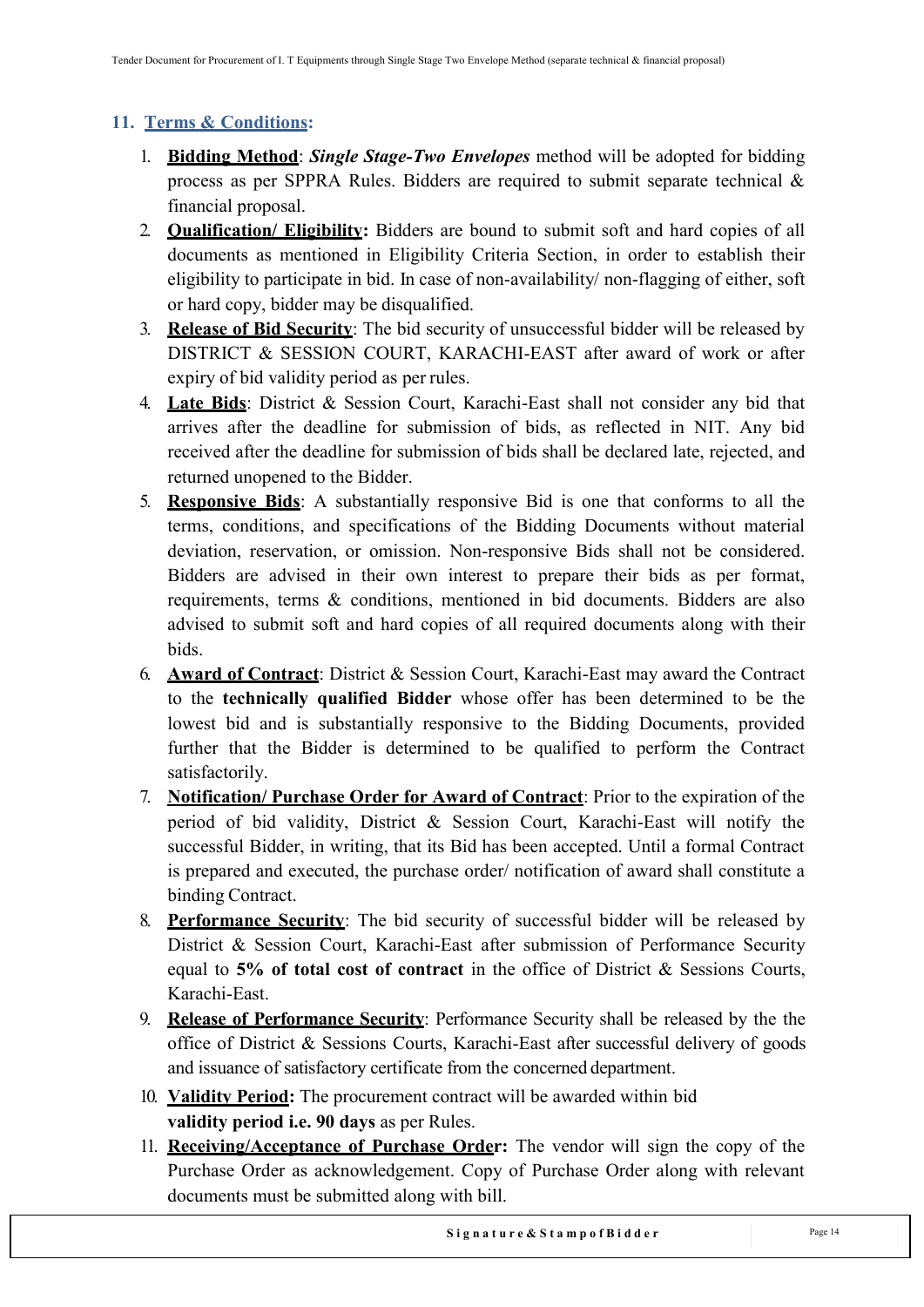## 11. Terms & Conditions:

1. **Bidding Method**: ***Single Stage-Two Envelopes*** method will be adopted for bidding process as per SPPRA Rules. Bidders are required to submit separate technical & financial proposal.
2. **Qualification/ Eligibility:** Bidders are bound to submit soft and hard copies of all documents as mentioned in Eligibility Criteria Section, in order to establish their eligibility to participate in bid. In case of non-availability/ non-flagging of either, soft or hard copy, bidder may be disqualified.
3. **Release of Bid Security**: The bid security of unsuccessful bidder will be released by DISTRICT & SESSION COURT, KARACHI-EAST after award of work or after expiry of bid validity period as per rules.
4. **Late Bids**: District & Session Court, Karachi-East shall not consider any bid that arrives after the deadline for submission of bids, as reflected in NIT. Any bid received after the deadline for submission of bids shall be declared late, rejected, and returned unopened to the Bidder.
5. **Responsive Bids**: A substantially responsive Bid is one that conforms to all the terms, conditions, and specifications of the Bidding Documents without material deviation, reservation, or omission. Non-responsive Bids shall not be considered. Bidders are advised in their own interest to prepare their bids as per format, requirements, terms & conditions, mentioned in bid documents. Bidders are also advised to submit soft and hard copies of all required documents along with their bids.
6. **Award of Contract**: District & Session Court, Karachi-East may award the Contract to the **technically qualified Bidder** whose offer has been determined to be the lowest bid and is substantially responsive to the Bidding Documents, provided further that the Bidder is determined to be qualified to perform the Contract satisfactorily.
7. **Notification/ Purchase Order for Award of Contract**: Prior to the expiration of the period of bid validity, District & Session Court, Karachi-East will notify the successful Bidder, in writing, that its Bid has been accepted. Until a formal Contract is prepared and executed, the purchase order/ notification of award shall constitute a binding Contract.
8. **Performance Security**: The bid security of successful bidder will be released by District & Session Court, Karachi-East after submission of Performance Security equal to **5% of total cost of contract** in the office of District & Sessions Courts, Karachi-East.
9. **Release of Performance Security**: Performance Security shall be released by the the office of District & Sessions Courts, Karachi-East after successful delivery of goods and issuance of satisfactory certificate from the concerned department.
10. **Validity Period:** The procurement contract will be awarded within bid **validity period i.e. 90 days** as per Rules.
11. **Receiving/Acceptance of Purchase Order:** The vendor will sign the copy of the Purchase Order as acknowledgement. Copy of Purchase Order along with relevant documents must be submitted along with bill.

**Signature & Stamp of Bidder**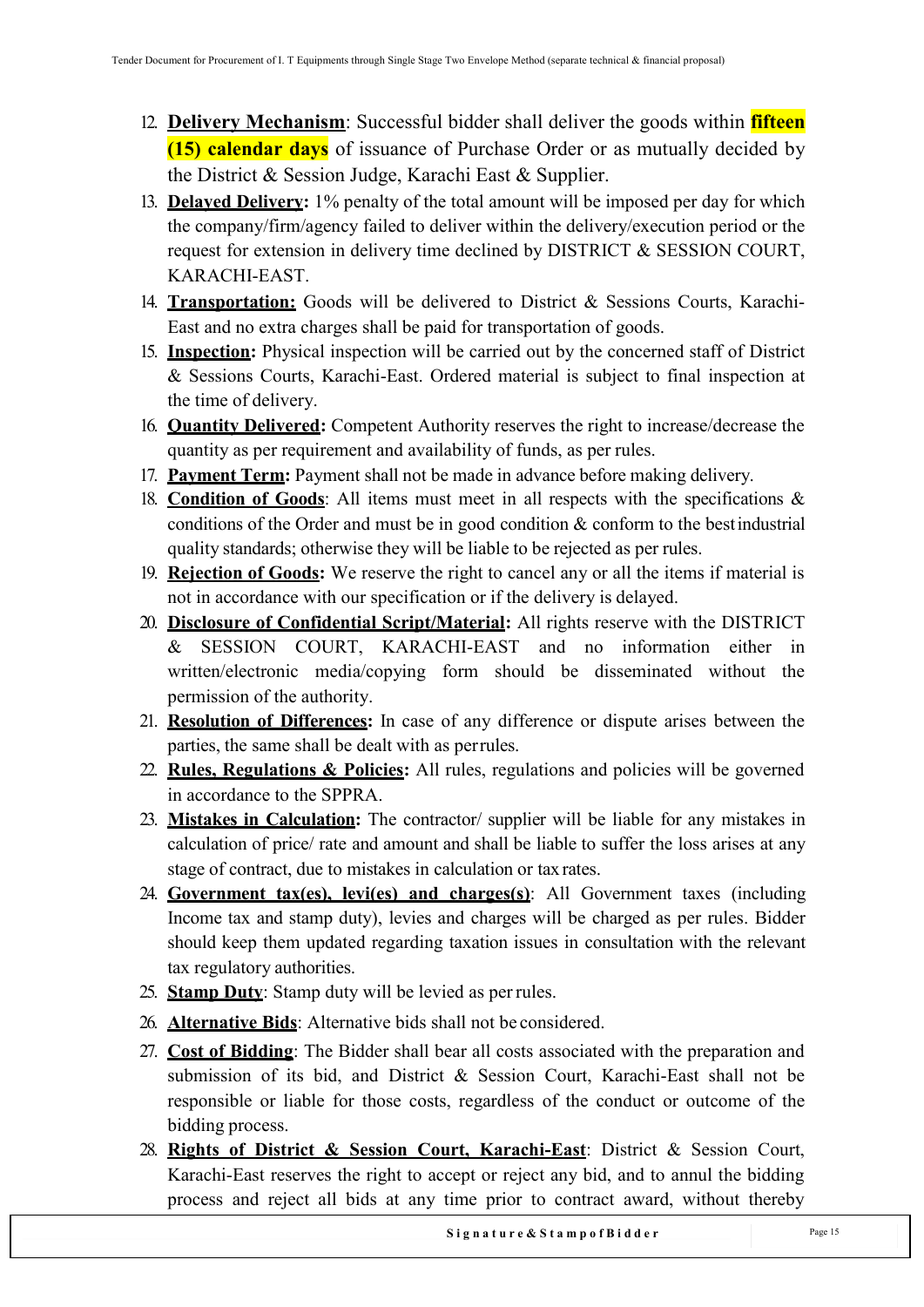12. **Delivery Mechanism**: Successful bidder shall deliver the goods within **fifteen (15) calendar days** of issuance of Purchase Order or as mutually decided by the District & Session Judge, Karachi East & Supplier.
13. **Delayed Delivery:** 1% penalty of the total amount will be imposed per day for which the company/firm/agency failed to deliver within the delivery/execution period or the request for extension in delivery time declined by DISTRICT & SESSION COURT, KARACHI-EAST.
14. **Transportation:** Goods will be delivered to District & Sessions Courts, Karachi-East and no extra charges shall be paid for transportation of goods.
15. **Inspection:** Physical inspection will be carried out by the concerned staff of District & Sessions Courts, Karachi-East. Ordered material is subject to final inspection at the time of delivery.
16. **Quantity Delivered:** Competent Authority reserves the right to increase/decrease the quantity as per requirement and availability of funds, as per rules.
17. **Payment Term:** Payment shall not be made in advance before making delivery.
18. **Condition of Goods**: All items must meet in all respects with the specifications & conditions of the Order and must be in good condition & conform to the best industrial quality standards; otherwise they will be liable to be rejected as per rules.
19. **Rejection of Goods:** We reserve the right to cancel any or all the items if material is not in accordance with our specification or if the delivery is delayed.
20. **Disclosure of Confidential Script/Material:** All rights reserve with the DISTRICT & SESSION COURT, KARACHI-EAST and no information either in written/electronic media/copying form should be disseminated without the permission of the authority.
21. **Resolution of Differences:** In case of any difference or dispute arises between the parties, the same shall be dealt with as per rules.
22. **Rules, Regulations & Policies:** All rules, regulations and policies will be governed in accordance to the SPPRA.
23. **Mistakes in Calculation:** The contractor/ supplier will be liable for any mistakes in calculation of price/ rate and amount and shall be liable to suffer the loss arises at any stage of contract, due to mistakes in calculation or tax rates.
24. **Government tax(es), levi(es) and charges(s)**: All Government taxes (including Income tax and stamp duty), levies and charges will be charged as per rules. Bidder should keep them updated regarding taxation issues in consultation with the relevant tax regulatory authorities.
25. **Stamp Duty**: Stamp duty will be levied as per rules.
26. **Alternative Bids**: Alternative bids shall not be considered.
27. **Cost of Bidding**: The Bidder shall bear all costs associated with the preparation and submission of its bid, and District & Session Court, Karachi-East shall not be responsible or liable for those costs, regardless of the conduct or outcome of the bidding process.
28. **Rights of District & Session Court, Karachi-East**: District & Session Court, Karachi-East reserves the right to accept or reject any bid, and to annul the bidding process and reject all bids at any time prior to contract award, without thereby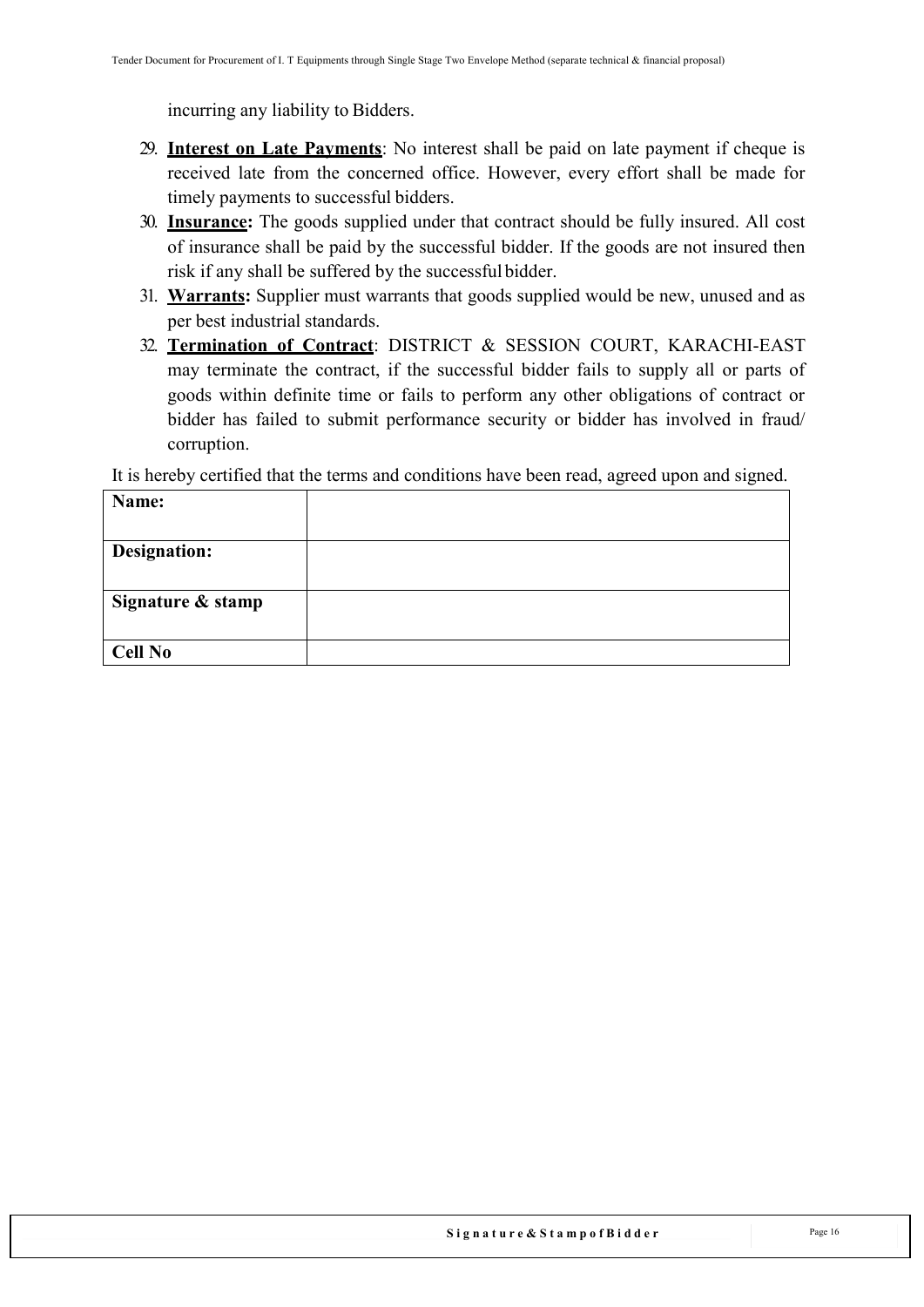incurring any liability to Bidders.

29. **Interest on Late Payments**: No interest shall be paid on late payment if cheque is received late from the concerned office. However, every effort shall be made for timely payments to successful bidders.
30. **Insurance:** The goods supplied under that contract should be fully insured. All cost of insurance shall be paid by the successful bidder. If the goods are not insured then risk if any shall be suffered by the successful bidder.
31. **Warrants:** Supplier must warrants that goods supplied would be new, unused and as per best industrial standards.
32. **Termination of Contract**: DISTRICT & SESSION COURT, KARACHI-EAST may terminate the contract, if the successful bidder fails to supply all or parts of goods within definite time or fails to perform any other obligations of contract or bidder has failed to submit performance security or bidder has involved in fraud/ corruption.

It is hereby certified that the terms and conditions have been read, agreed upon and signed.

| **Name:** | |
|---|---|
| **Designation:** | |
| **Signature & stamp** | |
| **Cell No** | |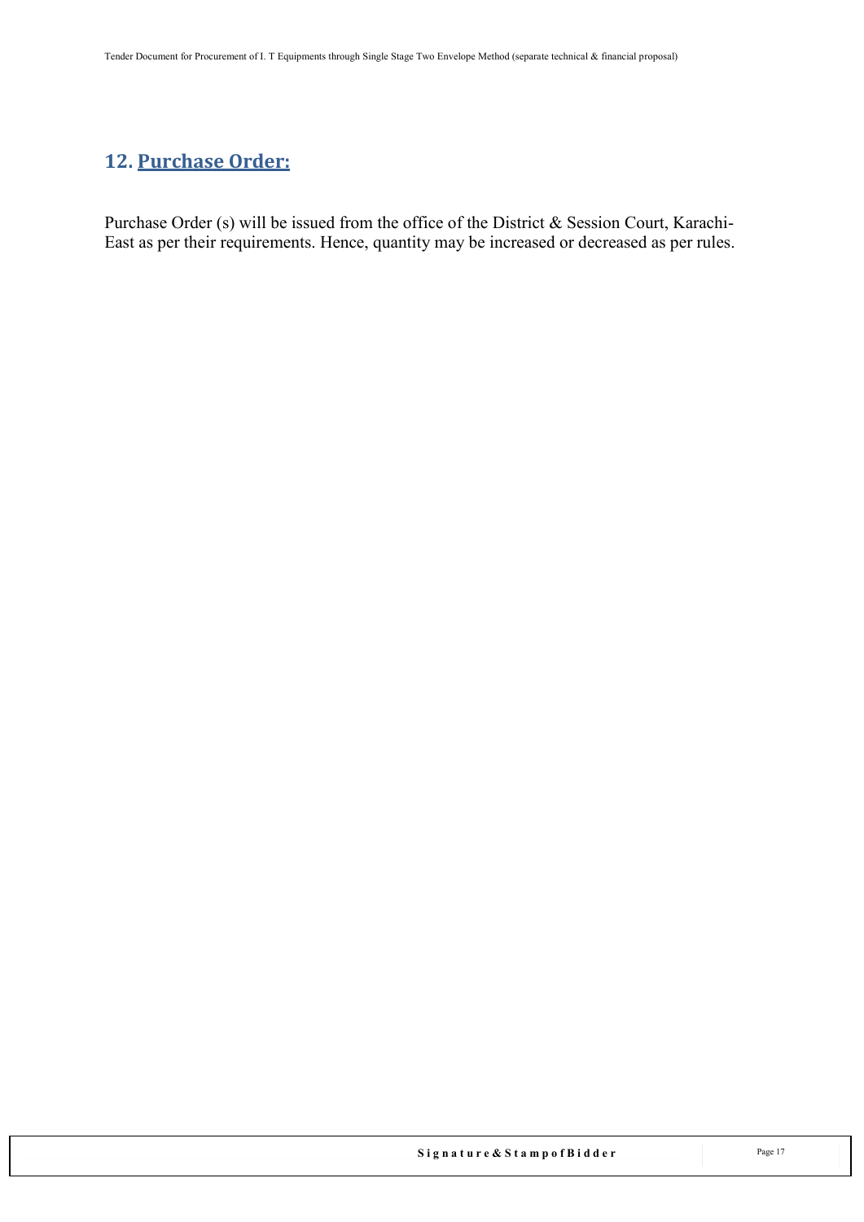## 12. Purchase Order:

Purchase Order (s) will be issued from the office of the District & Session Court, Karachi-East as per their requirements. Hence, quantity may be increased or decreased as per rules.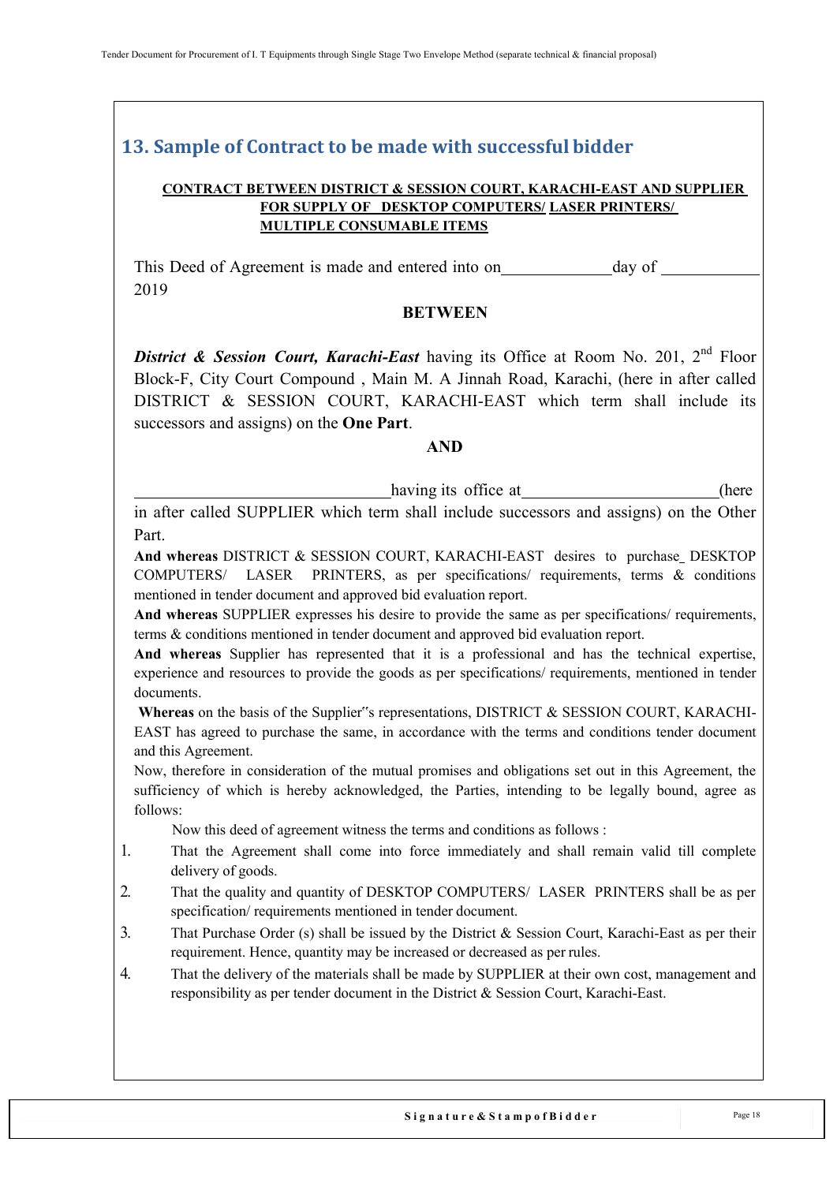## 13. Sample of Contract to be made with successful bidder

**CONTRACT BETWEEN DISTRICT & SESSION COURT, KARACHI-EAST AND SUPPLIER FOR SUPPLY OF DESKTOP COMPUTERS/ LASER PRINTERS/ MULTIPLE CONSUMABLE ITEMS**

This Deed of Agreement is made and entered into on\_\_\_\_\_\_\_\_\_\_\_\_\_day of \_\_\_\_\_\_\_\_\_\_\_ 2019

**BETWEEN**

***District & Session Court, Karachi-East*** having its Office at Room No. 201, 2nd Floor Block-F, City Court Compound , Main M. A Jinnah Road, Karachi, (here in after called DISTRICT & SESSION COURT, KARACHI-EAST which term shall include its successors and assigns) on the **One Part**.

**AND**

\_\_\_\_\_\_\_\_\_\_\_\_\_\_\_\_\_\_\_\_\_\_\_\_\_\_\_\_\_\_having its office at\_\_\_\_\_\_\_\_\_\_\_\_\_\_\_\_\_\_\_\_\_\_\_(here in after called SUPPLIER which term shall include successors and assigns) on the Other Part.

**And whereas** DISTRICT & SESSION COURT, KARACHI-EAST desires to purchase DESKTOP COMPUTERS/ LASER PRINTERS, as per specifications/ requirements, terms & conditions mentioned in tender document and approved bid evaluation report.

**And whereas** SUPPLIER expresses his desire to provide the same as per specifications/ requirements, terms & conditions mentioned in tender document and approved bid evaluation report.

**And whereas** Supplier has represented that it is a professional and has the technical expertise, experience and resources to provide the goods as per specifications/ requirements, mentioned in tender documents.

**Whereas** on the basis of the Supplier"s representations, DISTRICT & SESSION COURT, KARACHI-EAST has agreed to purchase the same, in accordance with the terms and conditions tender document and this Agreement.

Now, therefore in consideration of the mutual promises and obligations set out in this Agreement, the sufficiency of which is hereby acknowledged, the Parties, intending to be legally bound, agree as follows:

Now this deed of agreement witness the terms and conditions as follows :

1. That the Agreement shall come into force immediately and shall remain valid till complete delivery of goods.
2. That the quality and quantity of DESKTOP COMPUTERS/ LASER PRINTERS shall be as per specification/ requirements mentioned in tender document.
3. That Purchase Order (s) shall be issued by the District & Session Court, Karachi-East as per their requirement. Hence, quantity may be increased or decreased as per rules.
4. That the delivery of the materials shall be made by SUPPLIER at their own cost, management and responsibility as per tender document in the District & Session Court, Karachi-East.

**Signature & Stamp of Bidder**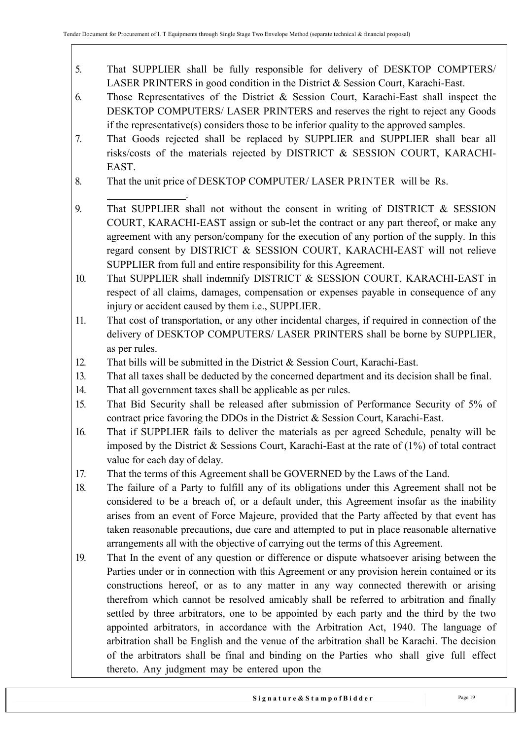5. That SUPPLIER shall be fully responsible for delivery of DESKTOP COMPTERS/ LASER PRINTERS in good condition in the District & Session Court, Karachi-East.
6. Those Representatives of the District & Session Court, Karachi-East shall inspect the DESKTOP COMPUTERS/ LASER PRINTERS and reserves the right to reject any Goods if the representative(s) considers those to be inferior quality to the approved samples.
7. That Goods rejected shall be replaced by SUPPLIER and SUPPLIER shall bear all risks/costs of the materials rejected by DISTRICT & SESSION COURT, KARACHI-EAST.
8. That the unit price of DESKTOP COMPUTER/ LASER PRINTER will be Rs. _______________.
9. That SUPPLIER shall not without the consent in writing of DISTRICT & SESSION COURT, KARACHI-EAST assign or sub-let the contract or any part thereof, or make any agreement with any person/company for the execution of any portion of the supply. In this regard consent by DISTRICT & SESSION COURT, KARACHI-EAST will not relieve SUPPLIER from full and entire responsibility for this Agreement.
10. That SUPPLIER shall indemnify DISTRICT & SESSION COURT, KARACHI-EAST in respect of all claims, damages, compensation or expenses payable in consequence of any injury or accident caused by them i.e., SUPPLIER.
11. That cost of transportation, or any other incidental charges, if required in connection of the delivery of DESKTOP COMPUTERS/ LASER PRINTERS shall be borne by SUPPLIER, as per rules.
12. That bills will be submitted in the District & Session Court, Karachi-East.
13. That all taxes shall be deducted by the concerned department and its decision shall be final.
14. That all government taxes shall be applicable as per rules.
15. That Bid Security shall be released after submission of Performance Security of 5% of contract price favoring the DDOs in the District & Session Court, Karachi-East.
16. That if SUPPLIER fails to deliver the materials as per agreed Schedule, penalty will be imposed by the District & Sessions Court, Karachi-East at the rate of (1%) of total contract value for each day of delay.
17. That the terms of this Agreement shall be GOVERNED by the Laws of the Land.
18. The failure of a Party to fulfill any of its obligations under this Agreement shall not be considered to be a breach of, or a default under, this Agreement insofar as the inability arises from an event of Force Majeure, provided that the Party affected by that event has taken reasonable precautions, due care and attempted to put in place reasonable alternative arrangements all with the objective of carrying out the terms of this Agreement.
19. That In the event of any question or difference or dispute whatsoever arising between the Parties under or in connection with this Agreement or any provision herein contained or its constructions hereof, or as to any matter in any way connected therewith or arising therefrom which cannot be resolved amicably shall be referred to arbitration and finally settled by three arbitrators, one to be appointed by each party and the third by the two appointed arbitrators, in accordance with the Arbitration Act, 1940. The language of arbitration shall be English and the venue of the arbitration shall be Karachi. The decision of the arbitrators shall be final and binding on the Parties who shall give full effect thereto. Any judgment may be entered upon the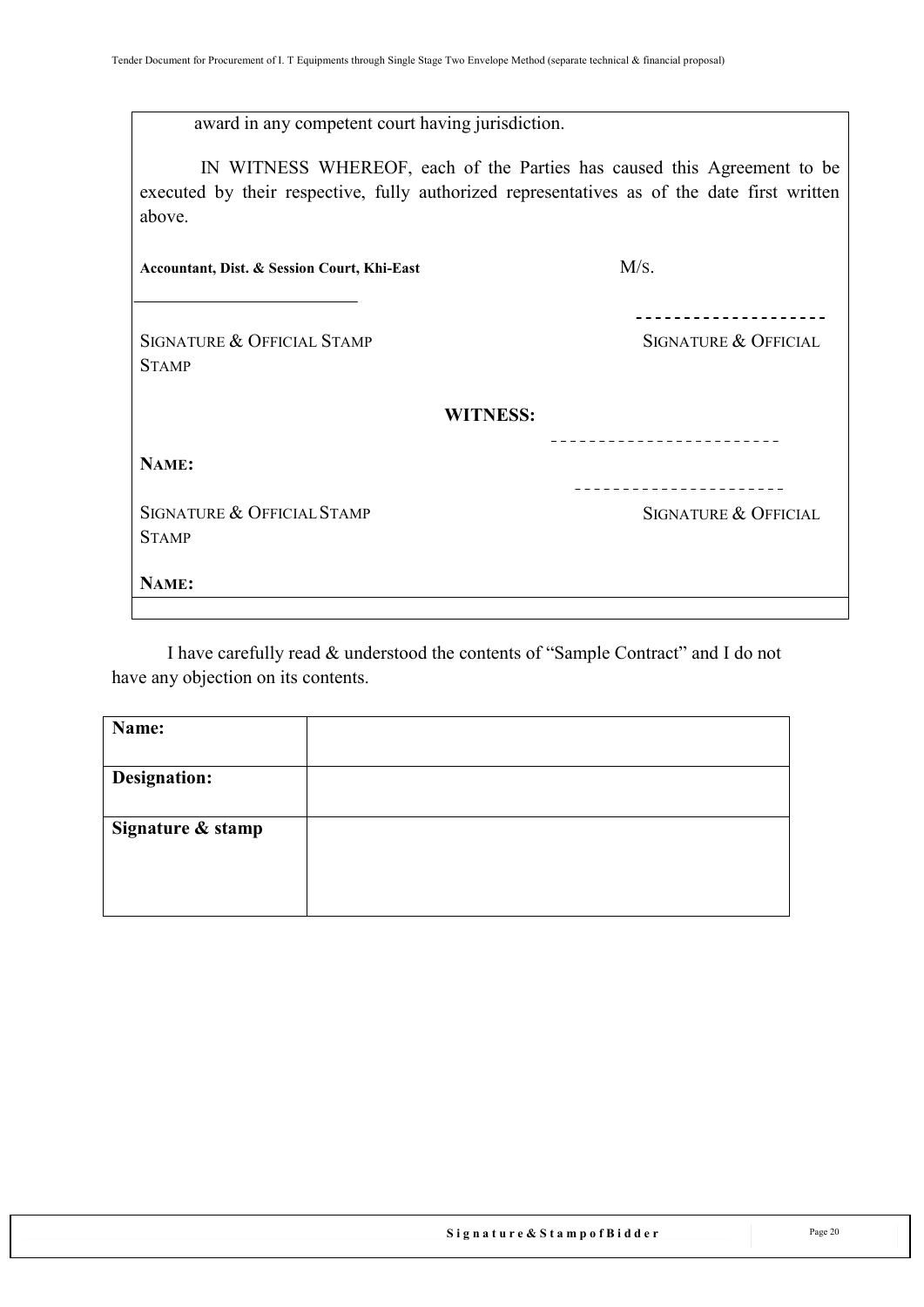award in any competent court having jurisdiction.

IN WITNESS WHEREOF, each of the Parties has caused this Agreement to be executed by their respective, fully authorized representatives as of the date first written above.

| **Accountant, Dist. & Session Court, Khi-East** | M/S. |
|---|---|
| ___________________________ | -------------------- |
| SIGNATURE & OFFICIAL STAMP | SIGNATURE & OFFICIAL STAMP |

**WITNESS:**

| | |
|---|---|
| **NAME:** | ------------------------ |
| | ---------------------- |
| SIGNATURE & OFFICIAL STAMP | SIGNATURE & OFFICIAL STAMP |
| **NAME:** | |

I have carefully read & understood the contents of "Sample Contract" and I do not have any objection on its contents.

| **Name:** | |
|---|---|
| **Designation:** | |
| **Signature & stamp** | |

Signature & Stamp of Bidder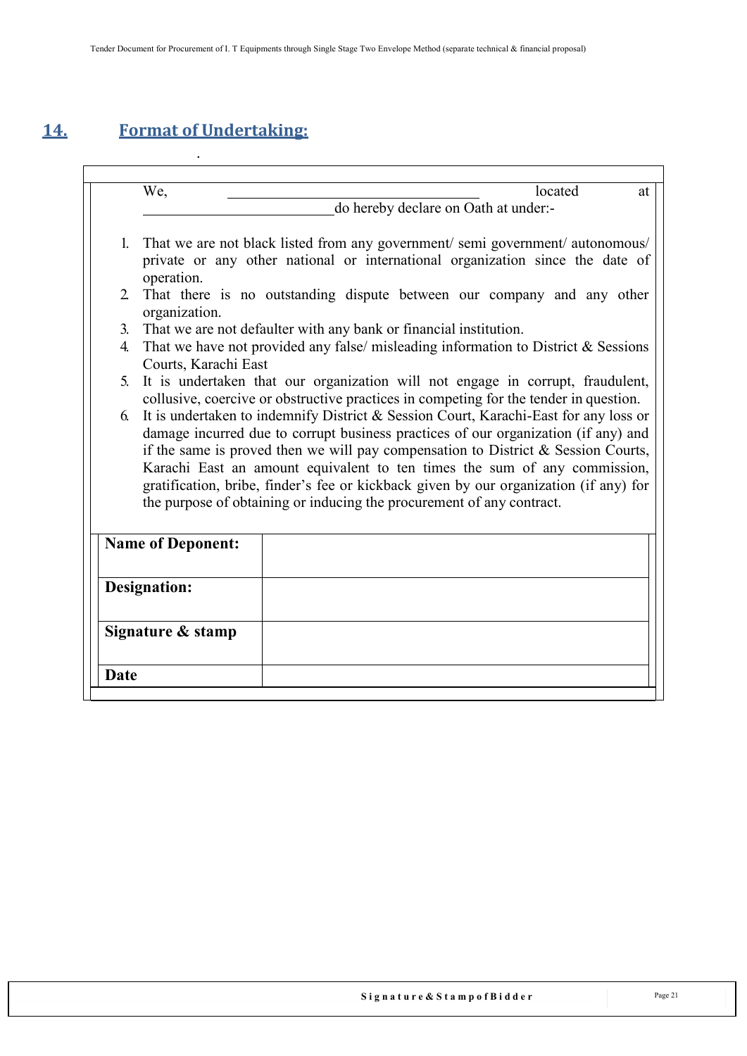## 14. Format of Undertaking:

We, \_\_\_\_\_\_\_\_\_\_\_\_\_\_\_\_\_\_\_\_\_\_\_\_\_\_\_\_\_\_\_\_ located at \_\_\_\_\_\_\_\_\_\_\_\_\_\_\_\_\_\_\_\_\_\_\_\_\_\_ do hereby declare on Oath at under:-

1. That we are not black listed from any government/ semi government/ autonomous/ private or any other national or international organization since the date of operation.
2. That there is no outstanding dispute between our company and any other organization.
3. That we are not defaulter with any bank or financial institution.
4. That we have not provided any false/ misleading information to District & Sessions Courts, Karachi East
5. It is undertaken that our organization will not engage in corrupt, fraudulent, collusive, coercive or obstructive practices in competing for the tender in question.
6. It is undertaken to indemnify District & Session Court, Karachi-East for any loss or damage incurred due to corrupt business practices of our organization (if any) and if the same is proved then we will pay compensation to District & Session Courts, Karachi East an amount equivalent to ten times the sum of any commission, gratification, bribe, finder's fee or kickback given by our organization (if any) for the purpose of obtaining or inducing the procurement of any contract.

| **Name of Deponent:** | |
|---|---|
| **Designation:** | |
| **Signature & stamp** | |
| **Date** | |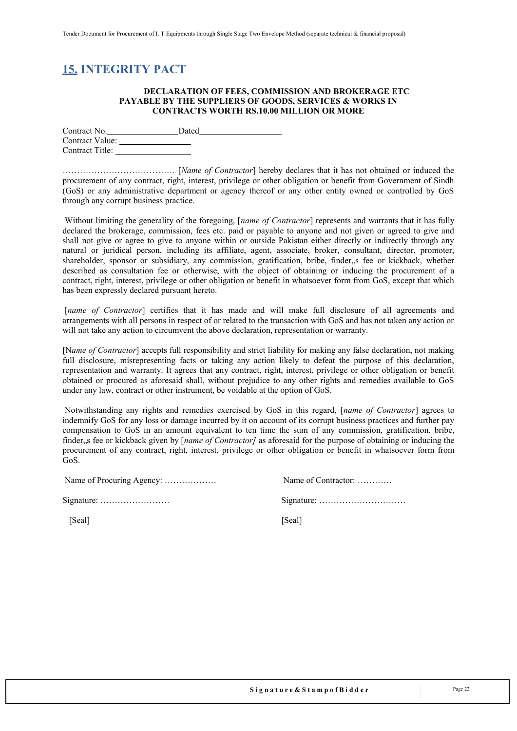# 15. INTEGRITY PACT

**DECLARATION OF FEES, COMMISSION AND BROKERAGE ETC PAYABLE BY THE SUPPLIERS OF GOODS, SERVICES & WORKS IN CONTRACTS WORTH RS.10.00 MILLION OR MORE**

Contract No.________________Dated__________________
Contract Value: ________________
Contract Title: _________________

………………………………… [*Name of Contractor*] hereby declares that it has not obtained or induced the procurement of any contract, right, interest, privilege or other obligation or benefit from Government of Sindh (GoS) or any administrative department or agency thereof or any other entity owned or controlled by GoS through any corrupt business practice.

Without limiting the generality of the foregoing, [*name of Contractor*] represents and warrants that it has fully declared the brokerage, commission, fees etc. paid or payable to anyone and not given or agreed to give and shall not give or agree to give to anyone within or outside Pakistan either directly or indirectly through any natural or juridical person, including its affiliate, agent, associate, broker, consultant, director, promoter, shareholder, sponsor or subsidiary, any commission, gratification, bribe, finder„s fee or kickback, whether described as consultation fee or otherwise, with the object of obtaining or inducing the procurement of a contract, right, interest, privilege or other obligation or benefit in whatsoever form from GoS, except that which has been expressly declared pursuant hereto.

[*name of Contractor*] certifies that it has made and will make full disclosure of all agreements and arrangements with all persons in respect of or related to the transaction with GoS and has not taken any action or will not take any action to circumvent the above declaration, representation or warranty.

[N*ame of Contractor*] accepts full responsibility and strict liability for making any false declaration, not making full disclosure, misrepresenting facts or taking any action likely to defeat the purpose of this declaration, representation and warranty. It agrees that any contract, right, interest, privilege or other obligation or benefit obtained or procured as aforesaid shall, without prejudice to any other rights and remedies available to GoS under any law, contract or other instrument, be voidable at the option of GoS.

Notwithstanding any rights and remedies exercised by GoS in this regard, [*name of Contractor*] agrees to indemnify GoS for any loss or damage incurred by it on account of its corrupt business practices and further pay compensation to GoS in an amount equivalent to ten time the sum of any commission, gratification, bribe, finder„s fee or kickback given by [*name of Contractor]* as aforesaid for the purpose of obtaining or inducing the procurement of any contract, right, interest, privilege or other obligation or benefit in whatsoever form from GoS.

| | |
|---|---|
| Name of Procuring Agency: ……………… | Name of Contractor: ………… |
| Signature: …………………… | Signature: ………………………… |
| [Seal] | [Seal] |

**Signature & Stamp of Bidder**